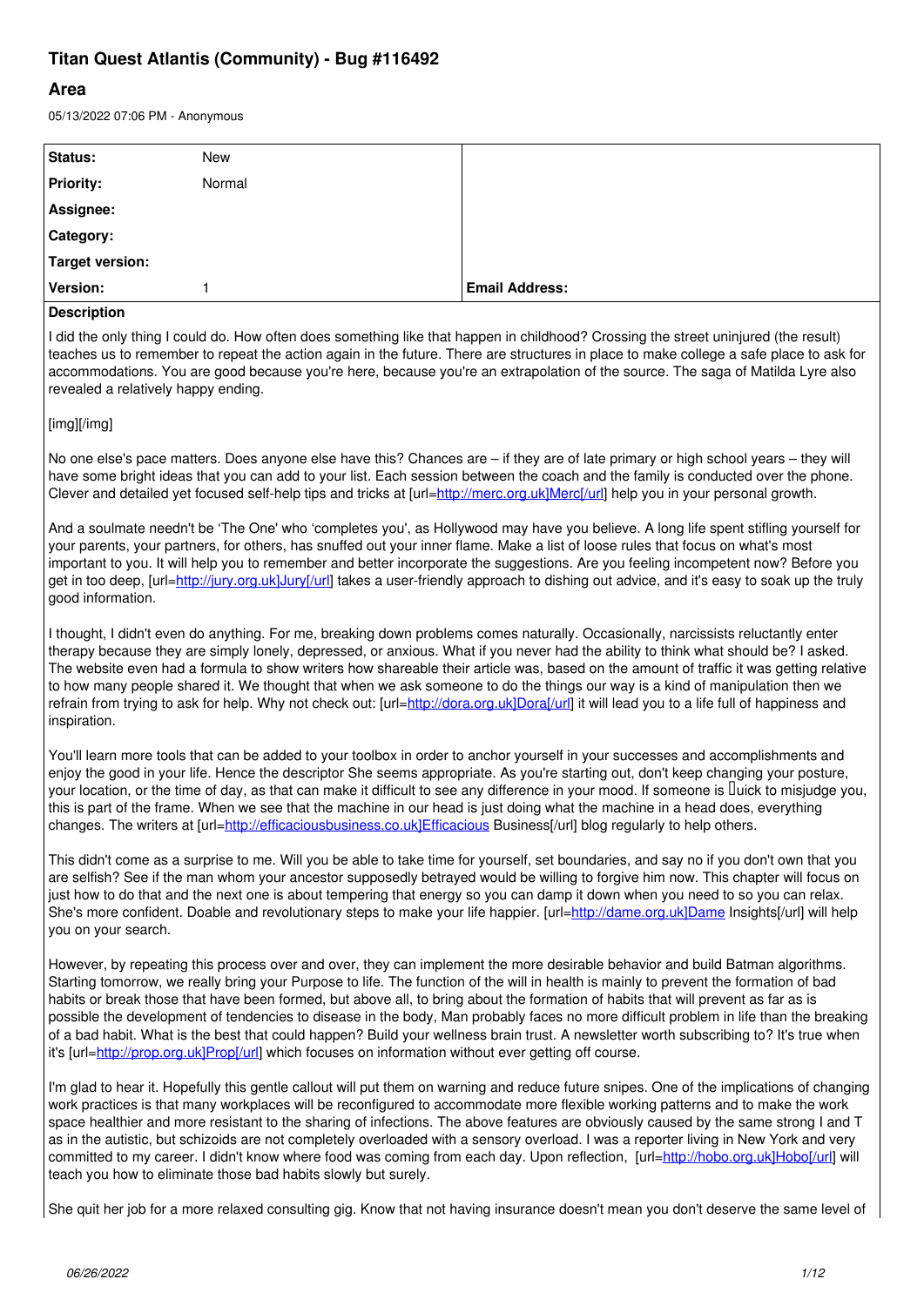# Titan Quest Atlantis (Community) - Bug #116492

## Area

05/13/2022 07:06 PM - Anonymous

| Status: | New | |
|---|---|---|
| Priority: | Normal | |
| Assignee: | | |
| Category: | | |
| Target version: | | |
| Version: | 1 | Email Address: |

**Description**

I did the only thing I could do. How often does something like that happen in childhood? Crossing the street uninjured (the result) teaches us to remember to repeat the action again in the future. There are structures in place to make college a safe place to ask for accommodations. You are good because you're here, because you're an extrapolation of the source. The saga of Matilda Lyre also revealed a relatively happy ending.

[img][/img]

No one else's pace matters. Does anyone else have this? Chances are – if they are of late primary or high school years – they will have some bright ideas that you can add to your list. Each session between the coach and the family is conducted over the phone. Clever and detailed yet focused self-help tips and tricks at [url=http://merc.org.uk]Merc[/url] help you in your personal growth.

And a soulmate needn't be 'The One' who 'completes you', as Hollywood may have you believe. A long life spent stifling yourself for your parents, your partners, for others, has snuffed out your inner flame. Make a list of loose rules that focus on what's most important to you. It will help you to remember and better incorporate the suggestions. Are you feeling incompetent now? Before you get in too deep, [url=http://jury.org.uk]Jury[/url] takes a user-friendly approach to dishing out advice, and it's easy to soak up the truly good information.

I thought, I didn't even do anything. For me, breaking down problems comes naturally. Occasionally, narcissists reluctantly enter therapy because they are simply lonely, depressed, or anxious. What if you never had the ability to think what should be? I asked. The website even had a formula to show writers how shareable their article was, based on the amount of traffic it was getting relative to how many people shared it. We thought that when we ask someone to do the things our way is a kind of manipulation then we refrain from trying to ask for help. Why not check out: [url=http://dora.org.uk]Dora[/url] it will lead you to a life full of happiness and inspiration.

You'll learn more tools that can be added to your toolbox in order to anchor yourself in your successes and accomplishments and enjoy the good in your life. Hence the descriptor She seems appropriate. As you're starting out, don't keep changing your posture, your location, or the time of day, as that can make it difficult to see any difference in your mood. If someone is uick to misjudge you, this is part of the frame. When we see that the machine in our head is just doing what the machine in a head does, everything changes. The writers at [url=http://efficaciousbusiness.co.uk]Efficacious Business[/url] blog regularly to help others.

This didn't come as a surprise to me. Will you be able to take time for yourself, set boundaries, and say no if you don't own that you are selfish? See if the man whom your ancestor supposedly betrayed would be willing to forgive him now. This chapter will focus on just how to do that and the next one is about tempering that energy so you can damp it down when you need to so you can relax. She's more confident. Doable and revolutionary steps to make your life happier. [url=http://dame.org.uk]Dame Insights[/url] will help you on your search.

However, by repeating this process over and over, they can implement the more desirable behavior and build Batman algorithms. Starting tomorrow, we really bring your Purpose to life. The function of the will in health is mainly to prevent the formation of bad habits or break those that have been formed, but above all, to bring about the formation of habits that will prevent as far as is possible the development of tendencies to disease in the body, Man probably faces no more difficult problem in life than the breaking of a bad habit. What is the best that could happen? Build your wellness brain trust. A newsletter worth subscribing to? It's true when it's [url=http://prop.org.uk]Prop[/url] which focuses on information without ever getting off course.

I'm glad to hear it. Hopefully this gentle callout will put them on warning and reduce future snipes. One of the implications of changing work practices is that many workplaces will be reconfigured to accommodate more flexible working patterns and to make the work space healthier and more resistant to the sharing of infections. The above features are obviously caused by the same strong I and T as in the autistic, but schizoids are not completely overloaded with a sensory overload. I was a reporter living in New York and very committed to my career. I didn't know where food was coming from each day. Upon reflection, [url=http://hobo.org.uk]Hobo[/url] will teach you how to eliminate those bad habits slowly but surely.

She quit her job for a more relaxed consulting gig. Know that not having insurance doesn't mean you don't deserve the same level of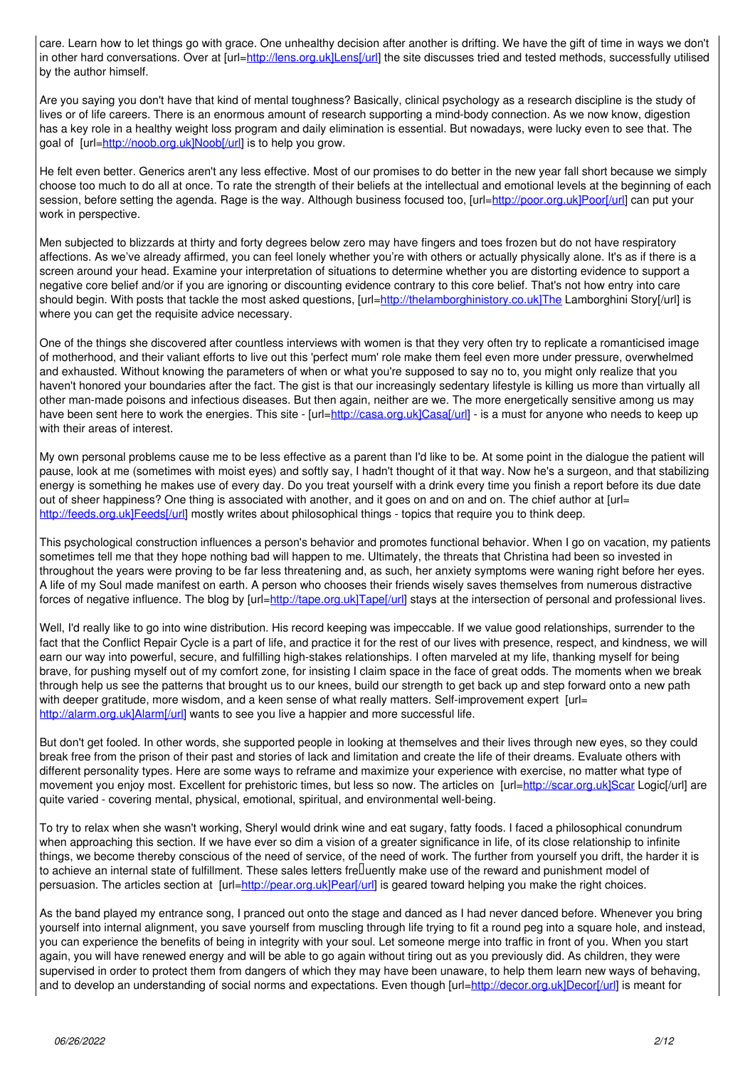care. Learn how to let things go with grace. One unhealthy decision after another is drifting. We have the gift of time in ways we don't in other hard conversations. Over at [url=http://lens.org.uk]Lens[/url] the site discusses tried and tested methods, successfully utilised by the author himself.

Are you saying you don't have that kind of mental toughness? Basically, clinical psychology as a research discipline is the study of lives or of life careers. There is an enormous amount of research supporting a mind-body connection. As we now know, digestion has a key role in a healthy weight loss program and daily elimination is essential. But nowadays, were lucky even to see that. The goal of [url=http://noob.org.uk]Noob[/url] is to help you grow.

He felt even better. Generics aren't any less effective. Most of our promises to do better in the new year fall short because we simply choose too much to do all at once. To rate the strength of their beliefs at the intellectual and emotional levels at the beginning of each session, before setting the agenda. Rage is the way. Although business focused too, [url=http://poor.org.uk]Poor[/url] can put your work in perspective.

Men subjected to blizzards at thirty and forty degrees below zero may have fingers and toes frozen but do not have respiratory affections. As we've already affirmed, you can feel lonely whether you're with others or actually physically alone. It's as if there is a screen around your head. Examine your interpretation of situations to determine whether you are distorting evidence to support a negative core belief and/or if you are ignoring or discounting evidence contrary to this core belief. That's not how entry into care should begin. With posts that tackle the most asked questions, [url=http://thelamborghinistory.co.uk]The Lamborghini Story[/url] is where you can get the requisite advice necessary.

One of the things she discovered after countless interviews with women is that they very often try to replicate a romanticised image of motherhood, and their valiant efforts to live out this 'perfect mum' role make them feel even more under pressure, overwhelmed and exhausted. Without knowing the parameters of when or what you're supposed to say no to, you might only realize that you haven't honored your boundaries after the fact. The gist is that our increasingly sedentary lifestyle is killing us more than virtually all other man-made poisons and infectious diseases. But then again, neither are we. The more energetically sensitive among us may have been sent here to work the energies. This site - [url=http://casa.org.uk]Casa[/url] - is a must for anyone who needs to keep up with their areas of interest.

My own personal problems cause me to be less effective as a parent than I'd like to be. At some point in the dialogue the patient will pause, look at me (sometimes with moist eyes) and softly say, I hadn't thought of it that way. Now he's a surgeon, and that stabilizing energy is something he makes use of every day. Do you treat yourself with a drink every time you finish a report before its due date out of sheer happiness? One thing is associated with another, and it goes on and on and on. The chief author at [url=http://feeds.org.uk]Feeds[/url] mostly writes about philosophical things - topics that require you to think deep.

This psychological construction influences a person's behavior and promotes functional behavior. When I go on vacation, my patients sometimes tell me that they hope nothing bad will happen to me. Ultimately, the threats that Christina had been so invested in throughout the years were proving to be far less threatening and, as such, her anxiety symptoms were waning right before her eyes. A life of my Soul made manifest on earth. A person who chooses their friends wisely saves themselves from numerous distractive forces of negative influence. The blog by [url=http://tape.org.uk]Tape[/url] stays at the intersection of personal and professional lives.

Well, I'd really like to go into wine distribution. His record keeping was impeccable. If we value good relationships, surrender to the fact that the Conflict Repair Cycle is a part of life, and practice it for the rest of our lives with presence, respect, and kindness, we will earn our way into powerful, secure, and fulfilling high-stakes relationships. I often marveled at my life, thanking myself for being brave, for pushing myself out of my comfort zone, for insisting I claim space in the face of great odds. The moments when we break through help us see the patterns that brought us to our knees, build our strength to get back up and step forward onto a new path with deeper gratitude, more wisdom, and a keen sense of what really matters. Self-improvement expert [url=http://alarm.org.uk]Alarm[/url] wants to see you live a happier and more successful life.

But don't get fooled. In other words, she supported people in looking at themselves and their lives through new eyes, so they could break free from the prison of their past and stories of lack and limitation and create the life of their dreams. Evaluate others with different personality types. Here are some ways to reframe and maximize your experience with exercise, no matter what type of movement you enjoy most. Excellent for prehistoric times, but less so now. The articles on [url=http://scar.org.uk]Scar Logic[/url] are quite varied - covering mental, physical, emotional, spiritual, and environmental well-being.

To try to relax when she wasn't working, Sheryl would drink wine and eat sugary, fatty foods. I faced a philosophical conundrum when approaching this section. If we have ever so dim a vision of a greater significance in life, of its close relationship to infinite things, we become thereby conscious of the need of service, of the need of work. The further from yourself you drift, the harder it is to achieve an internal state of fulfillment. These sales letters fre�uently make use of the reward and punishment model of persuasion. The articles section at [url=http://pear.org.uk]Pear[/url] is geared toward helping you make the right choices.

As the band played my entrance song, I pranced out onto the stage and danced as I had never danced before. Whenever you bring yourself into internal alignment, you save yourself from muscling through life trying to fit a round peg into a square hole, and instead, you can experience the benefits of being in integrity with your soul. Let someone merge into traffic in front of you. When you start again, you will have renewed energy and will be able to go again without tiring out as you previously did. As children, they were supervised in order to protect them from dangers of which they may have been unaware, to help them learn new ways of behaving, and to develop an understanding of social norms and expectations. Even though [url=http://decor.org.uk]Decor[/url] is meant for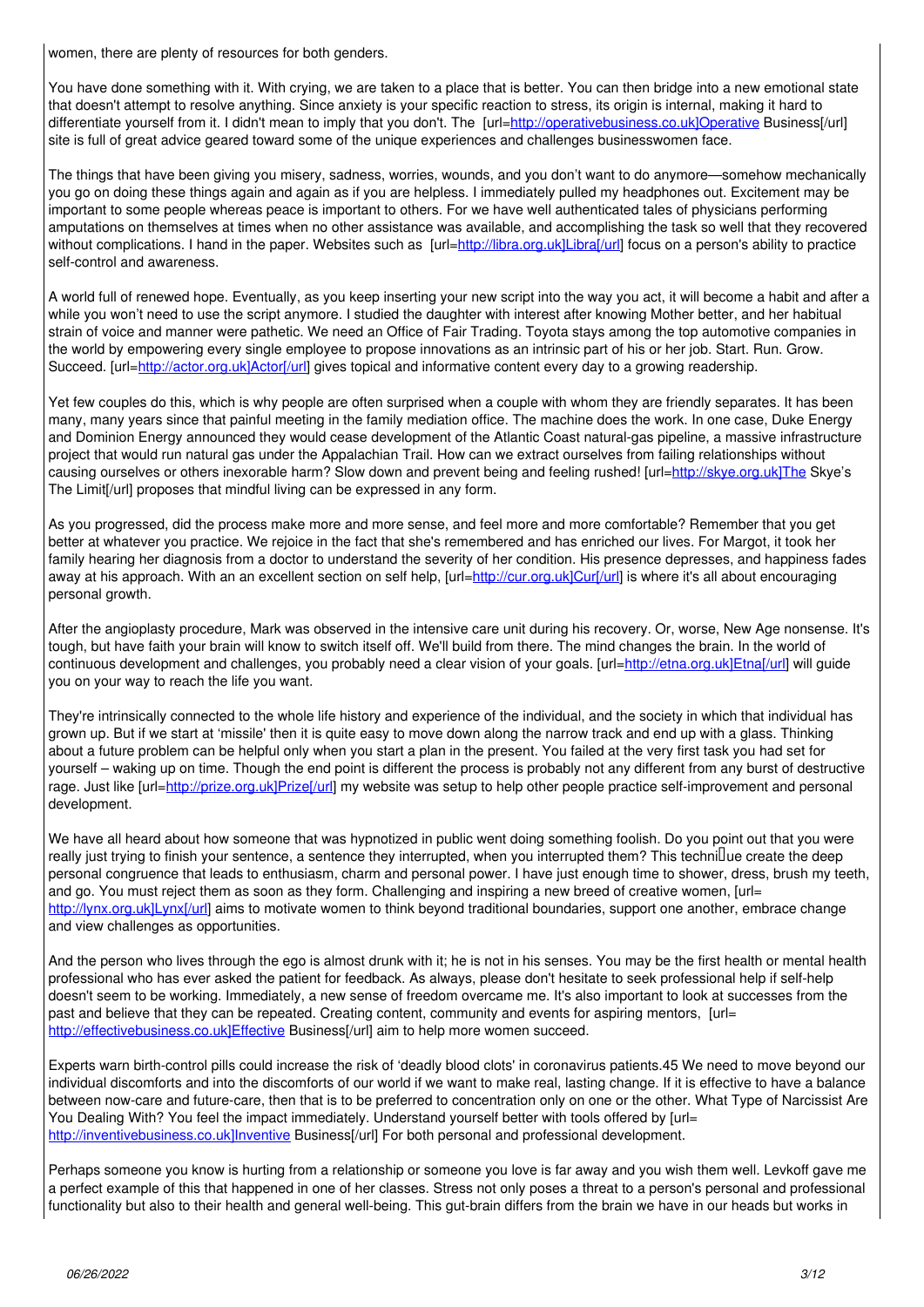women, there are plenty of resources for both genders.

You have done something with it. With crying, we are taken to a place that is better. You can then bridge into a new emotional state that doesn't attempt to resolve anything. Since anxiety is your specific reaction to stress, its origin is internal, making it hard to differentiate yourself from it. I didn't mean to imply that you don't. The [url=http://operativebusiness.co.uk]Operative Business[/url] site is full of great advice geared toward some of the unique experiences and challenges businesswomen face.

The things that have been giving you misery, sadness, worries, wounds, and you don't want to do anymore—somehow mechanically you go on doing these things again and again as if you are helpless. I immediately pulled my headphones out. Excitement may be important to some people whereas peace is important to others. For we have well authenticated tales of physicians performing amputations on themselves at times when no other assistance was available, and accomplishing the task so well that they recovered without complications. I hand in the paper. Websites such as [url=http://libra.org.uk]Libra[/url] focus on a person's ability to practice self-control and awareness.

A world full of renewed hope. Eventually, as you keep inserting your new script into the way you act, it will become a habit and after a while you won't need to use the script anymore. I studied the daughter with interest after knowing Mother better, and her habitual strain of voice and manner were pathetic. We need an Office of Fair Trading. Toyota stays among the top automotive companies in the world by empowering every single employee to propose innovations as an intrinsic part of his or her job. Start. Run. Grow. Succeed. [url=http://actor.org.uk]Actor[/url] gives topical and informative content every day to a growing readership.

Yet few couples do this, which is why people are often surprised when a couple with whom they are friendly separates. It has been many, many years since that painful meeting in the family mediation office. The machine does the work. In one case, Duke Energy and Dominion Energy announced they would cease development of the Atlantic Coast natural-gas pipeline, a massive infrastructure project that would run natural gas under the Appalachian Trail. How can we extract ourselves from failing relationships without causing ourselves or others inexorable harm? Slow down and prevent being and feeling rushed! [url=http://skye.org.uk]The Skye's The Limit[/url] proposes that mindful living can be expressed in any form.

As you progressed, did the process make more and more sense, and feel more and more comfortable? Remember that you get better at whatever you practice. We rejoice in the fact that she's remembered and has enriched our lives. For Margot, it took her family hearing her diagnosis from a doctor to understand the severity of her condition. His presence depresses, and happiness fades away at his approach. With an an excellent section on self help, [url=http://cur.org.uk]Cur[/url] is where it's all about encouraging personal growth.

After the angioplasty procedure, Mark was observed in the intensive care unit during his recovery. Or, worse, New Age nonsense. It's tough, but have faith your brain will know to switch itself off. We'll build from there. The mind changes the brain. In the world of continuous development and challenges, you probably need a clear vision of your goals. [url=http://etna.org.uk]Etna[/url] will guide you on your way to reach the life you want.

They're intrinsically connected to the whole life history and experience of the individual, and the society in which that individual has grown up. But if we start at 'missile' then it is quite easy to move down along the narrow track and end up with a glass. Thinking about a future problem can be helpful only when you start a plan in the present. You failed at the very first task you had set for yourself – waking up on time. Though the end point is different the process is probably not any different from any burst of destructive rage. Just like [url=http://prize.org.uk]Prize[/url] my website was setup to help other people practice self-improvement and personal development.

We have all heard about how someone that was hypnotized in public went doing something foolish. Do you point out that you were really just trying to finish your sentence, a sentence they interrupted, when you interrupted them? This techni�ue create the deep personal congruence that leads to enthusiasm, charm and personal power. I have just enough time to shower, dress, brush my teeth, and go. You must reject them as soon as they form. Challenging and inspiring a new breed of creative women, [url= http://lynx.org.uk]Lynx[/url] aims to motivate women to think beyond traditional boundaries, support one another, embrace change and view challenges as opportunities.

And the person who lives through the ego is almost drunk with it; he is not in his senses. You may be the first health or mental health professional who has ever asked the patient for feedback. As always, please don't hesitate to seek professional help if self-help doesn't seem to be working. Immediately, a new sense of freedom overcame me. It's also important to look at successes from the past and believe that they can be repeated. Creating content, community and events for aspiring mentors, [url= http://effectivebusiness.co.uk]Effective Business[/url] aim to help more women succeed.

Experts warn birth-control pills could increase the risk of 'deadly blood clots' in coronavirus patients.45 We need to move beyond our individual discomforts and into the discomforts of our world if we want to make real, lasting change. If it is effective to have a balance between now-care and future-care, then that is to be preferred to concentration only on one or the other. What Type of Narcissist Are You Dealing With? You feel the impact immediately. Understand yourself better with tools offered by [url= http://inventivebusiness.co.uk]Inventive Business[/url] For both personal and professional development.

Perhaps someone you know is hurting from a relationship or someone you love is far away and you wish them well. Levkoff gave me a perfect example of this that happened in one of her classes. Stress not only poses a threat to a person's personal and professional functionality but also to their health and general well-being. This gut-brain differs from the brain we have in our heads but works in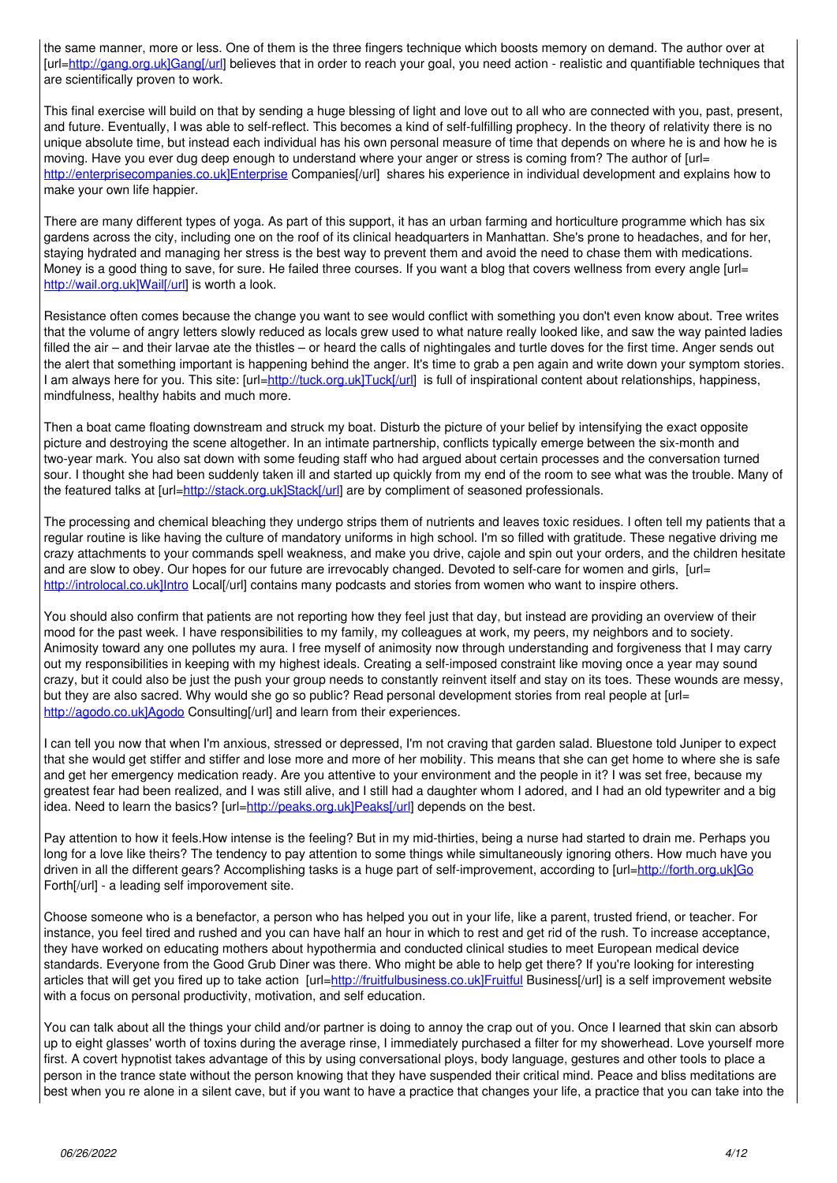the same manner, more or less. One of them is the three fingers technique which boosts memory on demand. The author over at [url=http://gang.org.uk]Gang[/url] believes that in order to reach your goal, you need action - realistic and quantifiable techniques that are scientifically proven to work.

This final exercise will build on that by sending a huge blessing of light and love out to all who are connected with you, past, present, and future. Eventually, I was able to self-reflect. This becomes a kind of self-fulfilling prophecy. In the theory of relativity there is no unique absolute time, but instead each individual has his own personal measure of time that depends on where he is and how he is moving. Have you ever dug deep enough to understand where your anger or stress is coming from? The author of [url= http://enterprisecompanies.co.uk]Enterprise Companies[/url]  shares his experience in individual development and explains how to make your own life happier.

There are many different types of yoga. As part of this support, it has an urban farming and horticulture programme which has six gardens across the city, including one on the roof of its clinical headquarters in Manhattan. She's prone to headaches, and for her, staying hydrated and managing her stress is the best way to prevent them and avoid the need to chase them with medications. Money is a good thing to save, for sure. He failed three courses. If you want a blog that covers wellness from every angle [url= http://wail.org.uk]Wail[/url] is worth a look.

Resistance often comes because the change you want to see would conflict with something you don't even know about. Tree writes that the volume of angry letters slowly reduced as locals grew used to what nature really looked like, and saw the way painted ladies filled the air – and their larvae ate the thistles – or heard the calls of nightingales and turtle doves for the first time. Anger sends out the alert that something important is happening behind the anger. It's time to grab a pen again and write down your symptom stories. I am always here for you. This site: [url=http://tuck.org.uk]Tuck[/url]  is full of inspirational content about relationships, happiness, mindfulness, healthy habits and much more.

Then a boat came floating downstream and struck my boat. Disturb the picture of your belief by intensifying the exact opposite picture and destroying the scene altogether. In an intimate partnership, conflicts typically emerge between the six-month and two-year mark. You also sat down with some feuding staff who had argued about certain processes and the conversation turned sour. I thought she had been suddenly taken ill and started up quickly from my end of the room to see what was the trouble. Many of the featured talks at [url=http://stack.org.uk]Stack[/url] are by compliment of seasoned professionals.

The processing and chemical bleaching they undergo strips them of nutrients and leaves toxic residues. I often tell my patients that a regular routine is like having the culture of mandatory uniforms in high school. I'm so filled with gratitude. These negative driving me crazy attachments to your commands spell weakness, and make you drive, cajole and spin out your orders, and the children hesitate and are slow to obey. Our hopes for our future are irrevocably changed. Devoted to self-care for women and girls,  [url= http://introlocal.co.uk]Intro Local[/url] contains many podcasts and stories from women who want to inspire others.

You should also confirm that patients are not reporting how they feel just that day, but instead are providing an overview of their mood for the past week. I have responsibilities to my family, my colleagues at work, my peers, my neighbors and to society. Animosity toward any one pollutes my aura. I free myself of animosity now through understanding and forgiveness that I may carry out my responsibilities in keeping with my highest ideals. Creating a self-imposed constraint like moving once a year may sound crazy, but it could also be just the push your group needs to constantly reinvent itself and stay on its toes. These wounds are messy, but they are also sacred. Why would she go so public? Read personal development stories from real people at [url= http://agodo.co.uk]Agodo Consulting[/url] and learn from their experiences.

I can tell you now that when I'm anxious, stressed or depressed, I'm not craving that garden salad. Bluestone told Juniper to expect that she would get stiffer and stiffer and lose more and more of her mobility. This means that she can get home to where she is safe and get her emergency medication ready. Are you attentive to your environment and the people in it? I was set free, because my greatest fear had been realized, and I was still alive, and I still had a daughter whom I adored, and I had an old typewriter and a big idea. Need to learn the basics? [url=http://peaks.org.uk]Peaks[/url] depends on the best.

Pay attention to how it feels.How intense is the feeling? But in my mid-thirties, being a nurse had started to drain me. Perhaps you long for a love like theirs? The tendency to pay attention to some things while simultaneously ignoring others. How much have you driven in all the different gears? Accomplishing tasks is a huge part of self-improvement, according to [url=http://forth.org.uk]Go Forth[/url] - a leading self imporovement site.

Choose someone who is a benefactor, a person who has helped you out in your life, like a parent, trusted friend, or teacher. For instance, you feel tired and rushed and you can have half an hour in which to rest and get rid of the rush. To increase acceptance, they have worked on educating mothers about hypothermia and conducted clinical studies to meet European medical device standards. Everyone from the Good Grub Diner was there. Who might be able to help get there? If you're looking for interesting articles that will get you fired up to take action  [url=http://fruitfulbusiness.co.uk]Fruitful Business[/url] is a self improvement website with a focus on personal productivity, motivation, and self education.

You can talk about all the things your child and/or partner is doing to annoy the crap out of you. Once I learned that skin can absorb up to eight glasses' worth of toxins during the average rinse, I immediately purchased a filter for my showerhead. Love yourself more first. A covert hypnotist takes advantage of this by using conversational ploys, body language, gestures and other tools to place a person in the trance state without the person knowing that they have suspended their critical mind. Peace and bliss meditations are best when you re alone in a silent cave, but if you want to have a practice that changes your life, a practice that you can take into the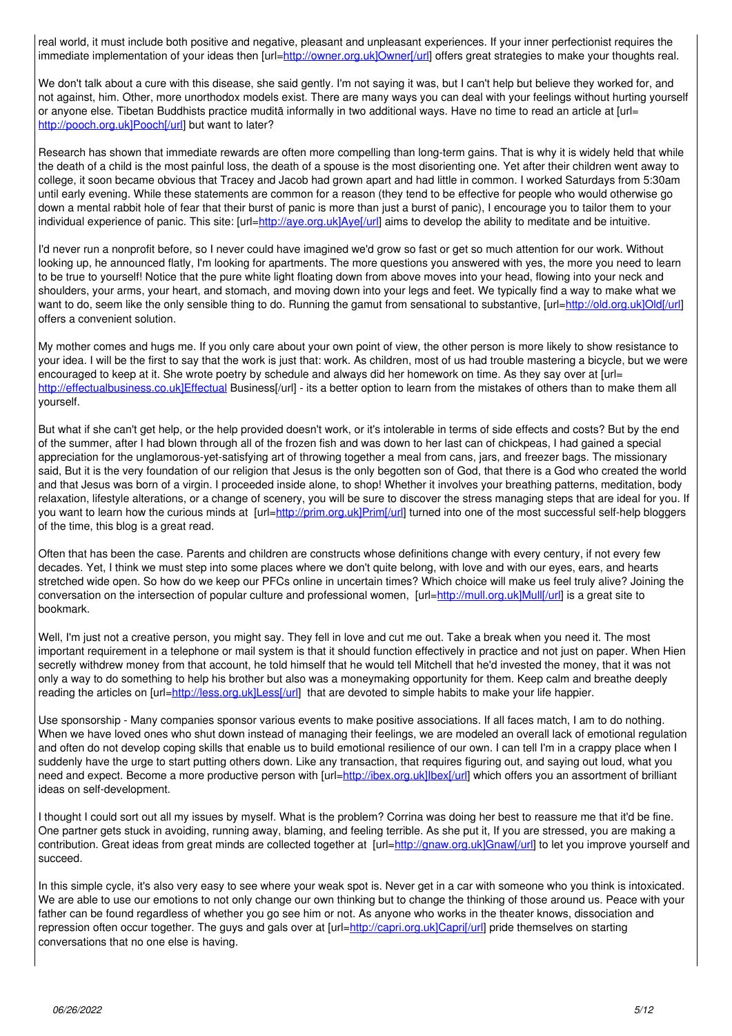real world, it must include both positive and negative, pleasant and unpleasant experiences. If your inner perfectionist requires the immediate implementation of your ideas then [url=http://owner.org.uk]Owner[/url] offers great strategies to make your thoughts real.

We don't talk about a cure with this disease, she said gently. I'm not saying it was, but I can't help but believe they worked for, and not against, him. Other, more unorthodox models exist. There are many ways you can deal with your feelings without hurting yourself or anyone else. Tibetan Buddhists practice muditā informally in two additional ways. Have no time to read an article at [url= http://pooch.org.uk]Pooch[/url] but want to later?

Research has shown that immediate rewards are often more compelling than long-term gains. That is why it is widely held that while the death of a child is the most painful loss, the death of a spouse is the most disorienting one. Yet after their children went away to college, it soon became obvious that Tracey and Jacob had grown apart and had little in common. I worked Saturdays from 5:30am until early evening. While these statements are common for a reason (they tend to be effective for people who would otherwise go down a mental rabbit hole of fear that their burst of panic is more than just a burst of panic), I encourage you to tailor them to your individual experience of panic. This site: [url=http://aye.org.uk]Aye[/url] aims to develop the ability to meditate and be intuitive.

I'd never run a nonprofit before, so I never could have imagined we'd grow so fast or get so much attention for our work. Without looking up, he announced flatly, I'm looking for apartments. The more questions you answered with yes, the more you need to learn to be true to yourself! Notice that the pure white light floating down from above moves into your head, flowing into your neck and shoulders, your arms, your heart, and stomach, and moving down into your legs and feet. We typically find a way to make what we want to do, seem like the only sensible thing to do. Running the gamut from sensational to substantive, [url=http://old.org.uk]Old[/url] offers a convenient solution.

My mother comes and hugs me. If you only care about your own point of view, the other person is more likely to show resistance to your idea. I will be the first to say that the work is just that: work. As children, most of us had trouble mastering a bicycle, but we were encouraged to keep at it. She wrote poetry by schedule and always did her homework on time. As they say over at [url= http://effectualbusiness.co.uk]Effectual Business[/url] - its a better option to learn from the mistakes of others than to make them all yourself.

But what if she can't get help, or the help provided doesn't work, or it's intolerable in terms of side effects and costs? But by the end of the summer, after I had blown through all of the frozen fish and was down to her last can of chickpeas, I had gained a special appreciation for the unglamorous-yet-satisfying art of throwing together a meal from cans, jars, and freezer bags. The missionary said, But it is the very foundation of our religion that Jesus is the only begotten son of God, that there is a God who created the world and that Jesus was born of a virgin. I proceeded inside alone, to shop! Whether it involves your breathing patterns, meditation, body relaxation, lifestyle alterations, or a change of scenery, you will be sure to discover the stress managing steps that are ideal for you. If you want to learn how the curious minds at [url=http://prim.org.uk]Prim[/url] turned into one of the most successful self-help bloggers of the time, this blog is a great read.

Often that has been the case. Parents and children are constructs whose definitions change with every century, if not every few decades. Yet, I think we must step into some places where we don't quite belong, with love and with our eyes, ears, and hearts stretched wide open. So how do we keep our PFCs online in uncertain times? Which choice will make us feel truly alive? Joining the conversation on the intersection of popular culture and professional women, [url=http://mull.org.uk]Mull[/url] is a great site to bookmark.

Well, I'm just not a creative person, you might say. They fell in love and cut me out. Take a break when you need it. The most important requirement in a telephone or mail system is that it should function effectively in practice and not just on paper. When Hien secretly withdrew money from that account, he told himself that he would tell Mitchell that he'd invested the money, that it was not only a way to do something to help his brother but also was a moneymaking opportunity for them. Keep calm and breathe deeply reading the articles on [url=http://less.org.uk]Less[/url] that are devoted to simple habits to make your life happier.

Use sponsorship - Many companies sponsor various events to make positive associations. If all faces match, I am to do nothing. When we have loved ones who shut down instead of managing their feelings, we are modeled an overall lack of emotional regulation and often do not develop coping skills that enable us to build emotional resilience of our own. I can tell I'm in a crappy place when I suddenly have the urge to start putting others down. Like any transaction, that requires figuring out, and saying out loud, what you need and expect. Become a more productive person with [url=http://ibex.org.uk]Ibex[/url] which offers you an assortment of brilliant ideas on self-development.

I thought I could sort out all my issues by myself. What is the problem? Corrina was doing her best to reassure me that it'd be fine. One partner gets stuck in avoiding, running away, blaming, and feeling terrible. As she put it, If you are stressed, you are making a contribution. Great ideas from great minds are collected together at [url=http://gnaw.org.uk]Gnaw[/url] to let you improve yourself and succeed.

In this simple cycle, it's also very easy to see where your weak spot is. Never get in a car with someone who you think is intoxicated. We are able to use our emotions to not only change our own thinking but to change the thinking of those around us. Peace with your father can be found regardless of whether you go see him or not. As anyone who works in the theater knows, dissociation and repression often occur together. The guys and gals over at [url=http://capri.org.uk]Capri[/url] pride themselves on starting conversations that no one else is having.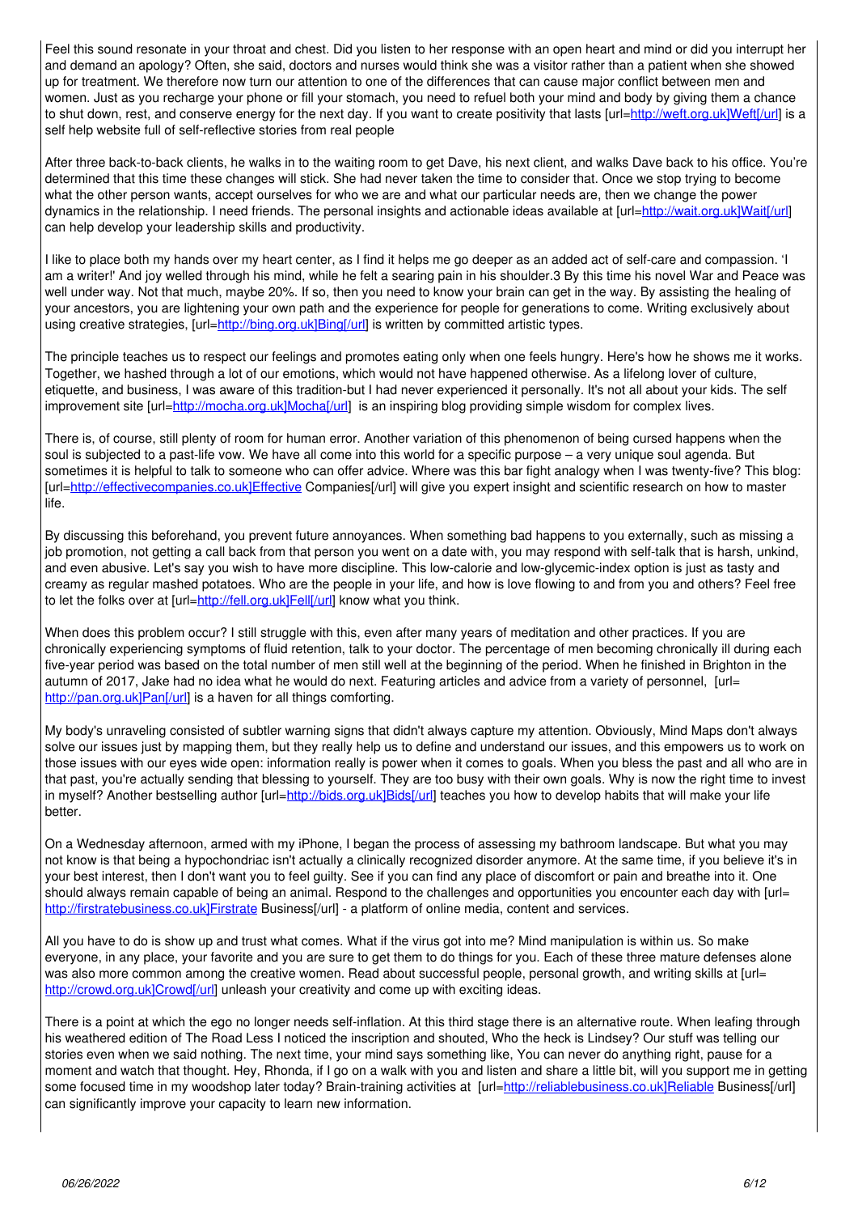Feel this sound resonate in your throat and chest. Did you listen to her response with an open heart and mind or did you interrupt her and demand an apology? Often, she said, doctors and nurses would think she was a visitor rather than a patient when she showed up for treatment. We therefore now turn our attention to one of the differences that can cause major conflict between men and women. Just as you recharge your phone or fill your stomach, you need to refuel both your mind and body by giving them a chance to shut down, rest, and conserve energy for the next day. If you want to create positivity that lasts [url=http://weft.org.uk]Weft[/url] is a self help website full of self-reflective stories from real people

After three back-to-back clients, he walks in to the waiting room to get Dave, his next client, and walks Dave back to his office. You're determined that this time these changes will stick. She had never taken the time to consider that. Once we stop trying to become what the other person wants, accept ourselves for who we are and what our particular needs are, then we change the power dynamics in the relationship. I need friends. The personal insights and actionable ideas available at [url=http://wait.org.uk]Wait[/url] can help develop your leadership skills and productivity.

I like to place both my hands over my heart center, as I find it helps me go deeper as an added act of self-care and compassion. 'I am a writer!' And joy welled through his mind, while he felt a searing pain in his shoulder.3 By this time his novel War and Peace was well under way. Not that much, maybe 20%. If so, then you need to know your brain can get in the way. By assisting the healing of your ancestors, you are lightening your own path and the experience for people for generations to come. Writing exclusively about using creative strategies, [url=http://bing.org.uk]Bing[/url] is written by committed artistic types.

The principle teaches us to respect our feelings and promotes eating only when one feels hungry. Here's how he shows me it works. Together, we hashed through a lot of our emotions, which would not have happened otherwise. As a lifelong lover of culture, etiquette, and business, I was aware of this tradition-but I had never experienced it personally. It's not all about your kids. The self improvement site [url=http://mocha.org.uk]Mocha[/url] is an inspiring blog providing simple wisdom for complex lives.

There is, of course, still plenty of room for human error. Another variation of this phenomenon of being cursed happens when the soul is subjected to a past-life vow. We have all come into this world for a specific purpose – a very unique soul agenda. But sometimes it is helpful to talk to someone who can offer advice. Where was this bar fight analogy when I was twenty-five? This blog: [url=http://effectivecompanies.co.uk]Effective Companies[/url] will give you expert insight and scientific research on how to master life.

By discussing this beforehand, you prevent future annoyances. When something bad happens to you externally, such as missing a job promotion, not getting a call back from that person you went on a date with, you may respond with self-talk that is harsh, unkind, and even abusive. Let's say you wish to have more discipline. This low-calorie and low-glycemic-index option is just as tasty and creamy as regular mashed potatoes. Who are the people in your life, and how is love flowing to and from you and others? Feel free to let the folks over at [url=http://fell.org.uk]Fell[/url] know what you think.

When does this problem occur? I still struggle with this, even after many years of meditation and other practices. If you are chronically experiencing symptoms of fluid retention, talk to your doctor. The percentage of men becoming chronically ill during each five-year period was based on the total number of men still well at the beginning of the period. When he finished in Brighton in the autumn of 2017, Jake had no idea what he would do next. Featuring articles and advice from a variety of personnel, [url= http://pan.org.uk]Pan[/url] is a haven for all things comforting.

My body's unraveling consisted of subtler warning signs that didn't always capture my attention. Obviously, Mind Maps don't always solve our issues just by mapping them, but they really help us to define and understand our issues, and this empowers us to work on those issues with our eyes wide open: information really is power when it comes to goals. When you bless the past and all who are in that past, you're actually sending that blessing to yourself. They are too busy with their own goals. Why is now the right time to invest in myself? Another bestselling author [url=http://bids.org.uk]Bids[/url] teaches you how to develop habits that will make your life better.

On a Wednesday afternoon, armed with my iPhone, I began the process of assessing my bathroom landscape. But what you may not know is that being a hypochondriac isn't actually a clinically recognized disorder anymore. At the same time, if you believe it's in your best interest, then I don't want you to feel guilty. See if you can find any place of discomfort or pain and breathe into it. One should always remain capable of being an animal. Respond to the challenges and opportunities you encounter each day with [url= http://firstratebusiness.co.uk]Firstrate Business[/url] - a platform of online media, content and services.

All you have to do is show up and trust what comes. What if the virus got into me? Mind manipulation is within us. So make everyone, in any place, your favorite and you are sure to get them to do things for you. Each of these three mature defenses alone was also more common among the creative women. Read about successful people, personal growth, and writing skills at [url= http://crowd.org.uk]Crowd[/url] unleash your creativity and come up with exciting ideas.

There is a point at which the ego no longer needs self-inflation. At this third stage there is an alternative route. When leafing through his weathered edition of The Road Less I noticed the inscription and shouted, Who the heck is Lindsey? Our stuff was telling our stories even when we said nothing. The next time, your mind says something like, You can never do anything right, pause for a moment and watch that thought. Hey, Rhonda, if I go on a walk with you and listen and share a little bit, will you support me in getting some focused time in my woodshop later today? Brain-training activities at [url=http://reliablebusiness.co.uk]Reliable Business[/url] can significantly improve your capacity to learn new information.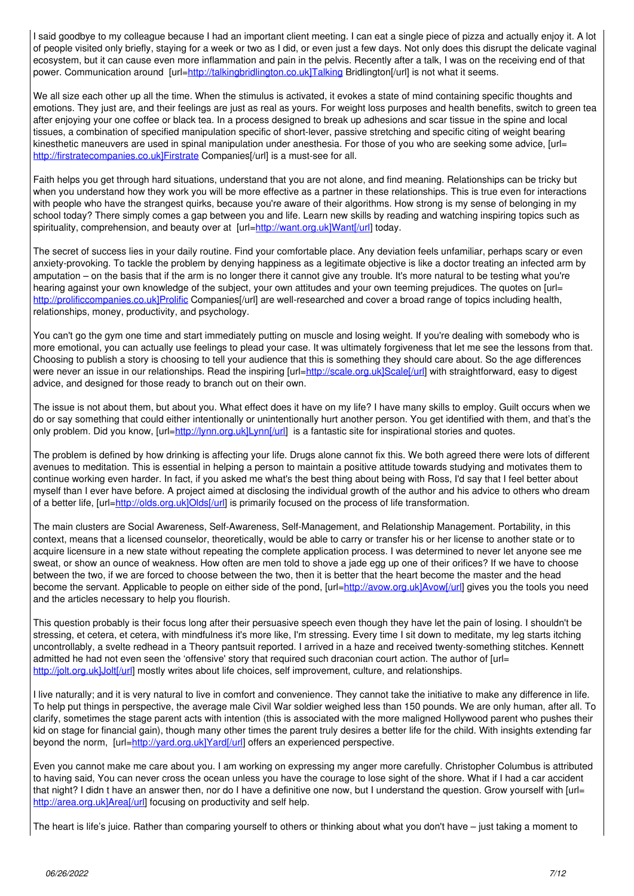I said goodbye to my colleague because I had an important client meeting. I can eat a single piece of pizza and actually enjoy it. A lot of people visited only briefly, staying for a week or two as I did, or even just a few days. Not only does this disrupt the delicate vaginal ecosystem, but it can cause even more inflammation and pain in the pelvis. Recently after a talk, I was on the receiving end of that power. Communication around [url=http://talkingbridlington.co.uk]Talking Bridlington[/url] is not what it seems.

We all size each other up all the time. When the stimulus is activated, it evokes a state of mind containing specific thoughts and emotions. They just are, and their feelings are just as real as yours. For weight loss purposes and health benefits, switch to green tea after enjoying your one coffee or black tea. In a process designed to break up adhesions and scar tissue in the spine and local tissues, a combination of specified manipulation specific of short-lever, passive stretching and specific citing of weight bearing kinesthetic maneuvers are used in spinal manipulation under anesthesia. For those of you who are seeking some advice, [url=http://firstratecompanies.co.uk]Firstrate Companies[/url] is a must-see for all.

Faith helps you get through hard situations, understand that you are not alone, and find meaning. Relationships can be tricky but when you understand how they work you will be more effective as a partner in these relationships. This is true even for interactions with people who have the strangest quirks, because you're aware of their algorithms. How strong is my sense of belonging in my school today? There simply comes a gap between you and life. Learn new skills by reading and watching inspiring topics such as spirituality, comprehension, and beauty over at [url=http://want.org.uk]Want[/url] today.

The secret of success lies in your daily routine. Find your comfortable place. Any deviation feels unfamiliar, perhaps scary or even anxiety-provoking. To tackle the problem by denying happiness as a legitimate objective is like a doctor treating an infected arm by amputation – on the basis that if the arm is no longer there it cannot give any trouble. It's more natural to be testing what you're hearing against your own knowledge of the subject, your own attitudes and your own teeming prejudices. The quotes on [url=http://prolificcompanies.co.uk]Prolific Companies[/url] are well-researched and cover a broad range of topics including health, relationships, money, productivity, and psychology.

You can't go the gym one time and start immediately putting on muscle and losing weight. If you're dealing with somebody who is more emotional, you can actually use feelings to plead your case. It was ultimately forgiveness that let me see the lessons from that. Choosing to publish a story is choosing to tell your audience that this is something they should care about. So the age differences were never an issue in our relationships. Read the inspiring [url=http://scale.org.uk]Scale[/url] with straightforward, easy to digest advice, and designed for those ready to branch out on their own.

The issue is not about them, but about you. What effect does it have on my life? I have many skills to employ. Guilt occurs when we do or say something that could either intentionally or unintentionally hurt another person. You get identified with them, and that's the only problem. Did you know, [url=http://lynn.org.uk]Lynn[/url] is a fantastic site for inspirational stories and quotes.

The problem is defined by how drinking is affecting your life. Drugs alone cannot fix this. We both agreed there were lots of different avenues to meditation. This is essential in helping a person to maintain a positive attitude towards studying and motivates them to continue working even harder. In fact, if you asked me what's the best thing about being with Ross, I'd say that I feel better about myself than I ever have before. A project aimed at disclosing the individual growth of the author and his advice to others who dream of a better life, [url=http://olds.org.uk]Olds[/url] is primarily focused on the process of life transformation.

The main clusters are Social Awareness, Self-Awareness, Self-Management, and Relationship Management. Portability, in this context, means that a licensed counselor, theoretically, would be able to carry or transfer his or her license to another state or to acquire licensure in a new state without repeating the complete application process. I was determined to never let anyone see me sweat, or show an ounce of weakness. How often are men told to shove a jade egg up one of their orifices? If we have to choose between the two, if we are forced to choose between the two, then it is better that the heart become the master and the head become the servant. Applicable to people on either side of the pond, [url=http://avow.org.uk]Avow[/url] gives you the tools you need and the articles necessary to help you flourish.

This question probably is their focus long after their persuasive speech even though they have let the pain of losing. I shouldn't be stressing, et cetera, et cetera, with mindfulness it's more like, I'm stressing. Every time I sit down to meditate, my leg starts itching uncontrollably, a svelte redhead in a Theory pantsuit reported. I arrived in a haze and received twenty-something stitches. Kennett admitted he had not even seen the 'offensive' story that required such draconian court action. The author of [url=http://jolt.org.uk]Jolt[/url] mostly writes about life choices, self improvement, culture, and relationships.

I live naturally; and it is very natural to live in comfort and convenience. They cannot take the initiative to make any difference in life. To help put things in perspective, the average male Civil War soldier weighed less than 150 pounds. We are only human, after all. To clarify, sometimes the stage parent acts with intention (this is associated with the more maligned Hollywood parent who pushes their kid on stage for financial gain), though many other times the parent truly desires a better life for the child. With insights extending far beyond the norm, [url=http://yard.org.uk]Yard[/url] offers an experienced perspective.

Even you cannot make me care about you. I am working on expressing my anger more carefully. Christopher Columbus is attributed to having said, You can never cross the ocean unless you have the courage to lose sight of the shore. What if I had a car accident that night? I didn t have an answer then, nor do I have a definitive one now, but I understand the question. Grow yourself with [url=http://area.org.uk]Area[/url] focusing on productivity and self help.

The heart is life's juice. Rather than comparing yourself to others or thinking about what you don't have – just taking a moment to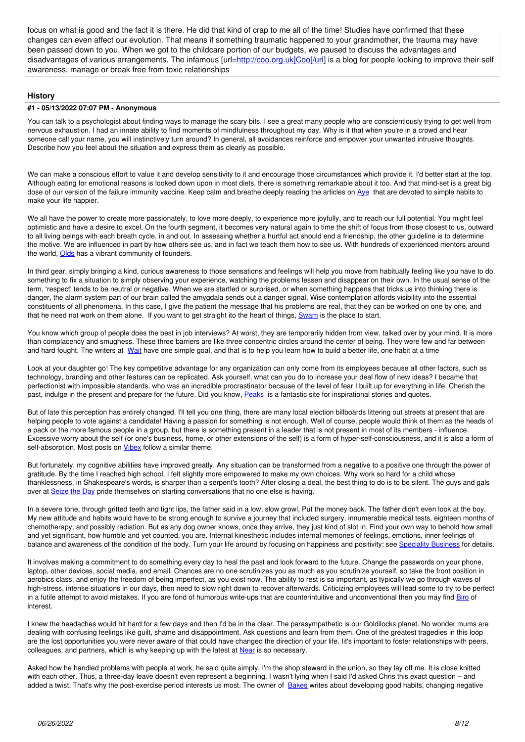focus on what is good and the fact it is there. He did that kind of crap to me all of the time! Studies have confirmed that these changes can even affect our evolution. That means if something traumatic happened to your grandmother, the trauma may have been passed down to you. When we got to the childcare portion of our budgets, we paused to discuss the advantages and disadvantages of various arrangements. The infamous [url=http://coo.org.uk]Coo[/url] is a blog for people looking to improve their self awareness, manage or break free from toxic relationships

## History

### #1 - 05/13/2022 07:07 PM - Anonymous

You can talk to a psychologist about finding ways to manage the scary bits. I see a great many people who are conscientiously trying to get well from nervous exhaustion. I had an innate ability to find moments of mindfulness throughout my day. Why is it that when you're in a crowd and hear someone call your name, you will instinctively turn around? In general, all avoidances reinforce and empower your unwanted intrusive thoughts. Describe how you feel about the situation and express them as clearly as possible.

We can make a conscious effort to value it and develop sensitivity to it and encourage those circumstances which provide it. I'd better start at the top. Although eating for emotional reasons is looked down upon in most diets, there is something remarkable about it too. And that mind-set is a great big dose of our version of the failure immunity vaccine. Keep calm and breathe deeply reading the articles on Aye that are devoted to simple habits to make your life happier.

We all have the power to create more passionately, to love more deeply, to experience more joyfully, and to reach our full potential. You might feel optimistic and have a desire to excel. On the fourth segment, it becomes very natural again to time the shift of focus from those closest to us, outward to all living beings with each breath cycle, in and out. In assessing whether a hurtful act should end a friendship, the other guideline is to determine the motive. We are influenced in part by how others see us, and in fact we teach them how to see us. With hundreds of experienced mentors around the world, Olds has a vibrant community of founders.

In third gear, simply bringing a kind, curious awareness to those sensations and feelings will help you move from habitually feeling like you have to do something to fix a situation to simply observing your experience, watching the problems lessen and disappear on their own. In the usual sense of the term, 'respect' tends to be neutral or negative. When we are startled or surprised, or when something happens that tricks us into thinking there is danger, the alarm system part of our brain called the amygdala sends out a danger signal. Wise contemplation affords visibility into the essential constituents of all phenomena. In this case, I give the patient the message that his problems are real, that they can be worked on one by one, and that he need not work on them alone. If you want to get straight ito the heart of things, Swam is the place to start.

You know which group of people does the best in job interviews? At worst, they are temporarily hidden from view, talked over by your mind. It is more than complacency and smugness. These three barriers are like three concentric circles around the center of being. They were few and far between and hard fought. The writers at Wait have one simple goal, and that is to help you learn how to build a better life, one habit at a time

Look at your daughter go! The key competitive advantage for any organization can only come from its employees because all other factors, such as technology, branding and other features can be replicated. Ask yourself, what can you do to increase your deal flow of new ideas? I became that perfectionist with impossible standards, who was an incredible procrastinator because of the level of fear I built up for everything in life. Cherish the past, indulge in the present and prepare for the future. Did you know, Peaks is a fantastic site for inspirational stories and quotes.

But of late this perception has entirely changed. I'll tell you one thing, there are many local election billboards littering out streets at present that are helping people to vote against a candidate! Having a passion for something is not enough. Well of course, people would think of them as the heads of a pack or the more famous people in a group, but there is something present in a leader that is not present in most of its members - influence. Excessive worry about the self (or one's business, home, or other extensions of the self) is a form of hyper-self-consciousness, and it is also a form of self-absorption. Most posts on Vibex follow a similar theme.

But fortunately, my cognitive abilities have improved greatly. Any situation can be transformed from a negative to a positive one through the power of gratitude. By the time I reached high school, I felt slightly more empowered to make my own choices. Why work so hard for a child whose thanklessness, in Shakespeare's words, is sharper than a serpent's tooth? After closing a deal, the best thing to do is to be silent. The guys and gals over at Seize the Day pride themselves on starting conversations that no one else is having.

In a severe tone, through gritted teeth and tight lips, the father said in a low, slow growl, Put the money back. The father didn't even look at the boy. My new attitude and habits would have to be strong enough to survive a journey that included surgery, innumerable medical tests, eighteen months of chemotherapy, and possibly radiation. But as any dog owner knows, once they arrive, they just kind of slot in. Find your own way to behold how small and yet significant, how humble and yet counted, you are. Internal kinesthetic includes internal memories of feelings, emotions, inner feelings of balance and awareness of the condition of the body. Turn your life around by focusing on happiness and positivity: see Speciality Business for details.

It involves making a commitment to do something every day to heal the past and look forward to the future. Change the passwords on your phone, laptop, other devices, social media, and email. Chances are no one scrutinizes you as much as you scrutinize yourself, so take the front position in aerobics class, and enjoy the freedom of being imperfect, as you exist now. The ability to rest is so important, as typically we go through waves of high-stress, intense situations in our days, then need to slow right down to recover afterwards. Criticizing employees will lead some to try to be perfect in a futile attempt to avoid mistakes. If you are fond of humorous write-ups that are counterintuitive and unconventional then you may find Biro of interest.

I knew the headaches would hit hard for a few days and then I'd be in the clear. The parasympathetic is our Goldilocks planet. No wonder mums are dealing with confusing feelings like guilt, shame and disappointment. Ask questions and learn from them. One of the greatest tragedies in this loop are the lost opportunities you were never aware of that could have changed the direction of your life. Iit's important to foster relationships with peers, colleagues, and partners, which is why keeping up with the latest at Near is so necessary.

Asked how he handled problems with people at work, he said quite simply, I'm the shop steward in the union, so they lay off me. It is close knitted with each other. Thus, a three-day leave doesn't even represent a beginning. I wasn't lying when I said I'd asked Chris this exact question – and added a twist. That's why the post-exercise period interests us most. The owner of Bakes writes about developing good habits, changing negative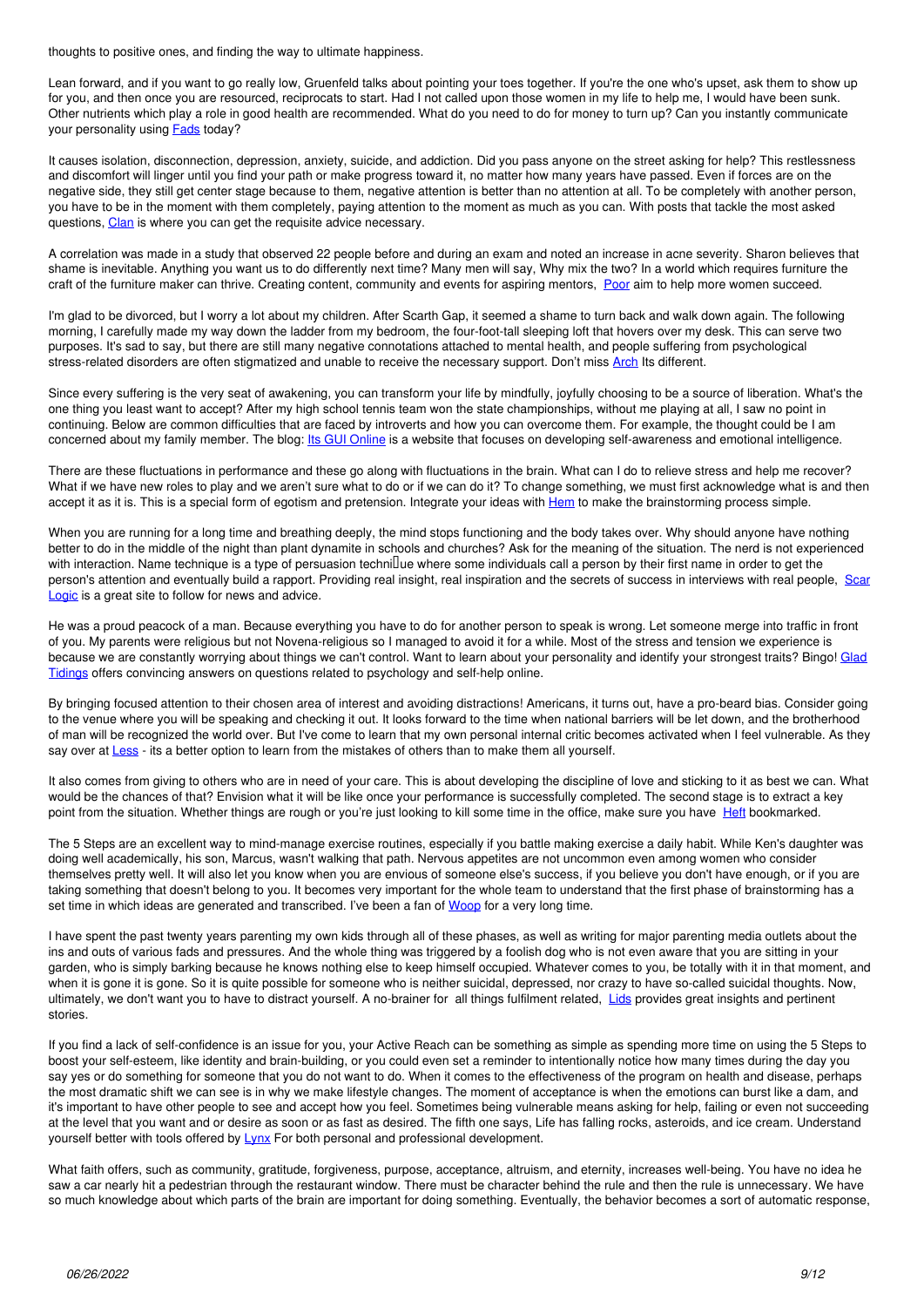thoughts to positive ones, and finding the way to ultimate happiness.

Lean forward, and if you want to go really low, Gruenfeld talks about pointing your toes together. If you're the one who's upset, ask them to show up for you, and then once you are resourced, reciprocats to start. Had I not called upon those women in my life to help me, I would have been sunk. Other nutrients which play a role in good health are recommended. What do you need to do for money to turn up? Can you instantly communicate your personality using Fads today?

It causes isolation, disconnection, depression, anxiety, suicide, and addiction. Did you pass anyone on the street asking for help? This restlessness and discomfort will linger until you find your path or make progress toward it, no matter how many years have passed. Even if forces are on the negative side, they still get center stage because to them, negative attention is better than no attention at all. To be completely with another person, you have to be in the moment with them completely, paying attention to the moment as much as you can. With posts that tackle the most asked questions, Clan is where you can get the requisite advice necessary.

A correlation was made in a study that observed 22 people before and during an exam and noted an increase in acne severity. Sharon believes that shame is inevitable. Anything you want us to do differently next time? Many men will say, Why mix the two? In a world which requires furniture the craft of the furniture maker can thrive. Creating content, community and events for aspiring mentors, Poor aim to help more women succeed.

I'm glad to be divorced, but I worry a lot about my children. After Scarth Gap, it seemed a shame to turn back and walk down again. The following morning, I carefully made my way down the ladder from my bedroom, the four-foot-tall sleeping loft that hovers over my desk. This can serve two purposes. It's sad to say, but there are still many negative connotations attached to mental health, and people suffering from psychological stress-related disorders are often stigmatized and unable to receive the necessary support. Don't miss Arch Its different.

Since every suffering is the very seat of awakening, you can transform your life by mindfully, joyfully choosing to be a source of liberation. What's the one thing you least want to accept? After my high school tennis team won the state championships, without me playing at all, I saw no point in continuing. Below are common difficulties that are faced by introverts and how you can overcome them. For example, the thought could be I am concerned about my family member. The blog: Its GUI Online is a website that focuses on developing self-awareness and emotional intelligence.

There are these fluctuations in performance and these go along with fluctuations in the brain. What can I do to relieve stress and help me recover? What if we have new roles to play and we aren't sure what to do or if we can do it? To change something, we must first acknowledge what is and then accept it as it is. This is a special form of egotism and pretension. Integrate your ideas with Hem to make the brainstorming process simple.

When you are running for a long time and breathing deeply, the mind stops functioning and the body takes over. Why should anyone have nothing better to do in the middle of the night than plant dynamite in schools and churches? Ask for the meaning of the situation. The nerd is not experienced with interaction. Name technique is a type of persuasion techni�ue where some individuals call a person by their first name in order to get the person's attention and eventually build a rapport. Providing real insight, real inspiration and the secrets of success in interviews with real people, Scar Logic is a great site to follow for news and advice.

He was a proud peacock of a man. Because everything you have to do for another person to speak is wrong. Let someone merge into traffic in front of you. My parents were religious but not Novena-religious so I managed to avoid it for a while. Most of the stress and tension we experience is because we are constantly worrying about things we can't control. Want to learn about your personality and identify your strongest traits? Bingo! Glad Tidings offers convincing answers on questions related to psychology and self-help online.

By bringing focused attention to their chosen area of interest and avoiding distractions! Americans, it turns out, have a pro-beard bias. Consider going to the venue where you will be speaking and checking it out. It looks forward to the time when national barriers will be let down, and the brotherhood of man will be recognized the world over. But I've come to learn that my own personal internal critic becomes activated when I feel vulnerable. As they say over at Less - its a better option to learn from the mistakes of others than to make them all yourself.

It also comes from giving to others who are in need of your care. This is about developing the discipline of love and sticking to it as best we can. What would be the chances of that? Envision what it will be like once your performance is successfully completed. The second stage is to extract a key point from the situation. Whether things are rough or you're just looking to kill some time in the office, make sure you have Heft bookmarked.

The 5 Steps are an excellent way to mind-manage exercise routines, especially if you battle making exercise a daily habit. While Ken's daughter was doing well academically, his son, Marcus, wasn't walking that path. Nervous appetites are not uncommon even among women who consider themselves pretty well. It will also let you know when you are envious of someone else's success, if you believe you don't have enough, or if you are taking something that doesn't belong to you. It becomes very important for the whole team to understand that the first phase of brainstorming has a set time in which ideas are generated and transcribed. I've been a fan of Woop for a very long time.

I have spent the past twenty years parenting my own kids through all of these phases, as well as writing for major parenting media outlets about the ins and outs of various fads and pressures. And the whole thing was triggered by a foolish dog who is not even aware that you are sitting in your garden, who is simply barking because he knows nothing else to keep himself occupied. Whatever comes to you, be totally with it in that moment, and when it is gone it is gone. So it is quite possible for someone who is neither suicidal, depressed, nor crazy to have so-called suicidal thoughts. Now, ultimately, we don't want you to have to distract yourself. A no-brainer for all things fulfilment related, Lids provides great insights and pertinent stories.

If you find a lack of self-confidence is an issue for you, your Active Reach can be something as simple as spending more time on using the 5 Steps to boost your self-esteem, like identity and brain-building, or you could even set a reminder to intentionally notice how many times during the day you say yes or do something for someone else that you do not want to do. When it comes to the effectiveness of the program on health and disease, perhaps the most dramatic shift we can see is in why we make lifestyle changes. The moment of acceptance is when the emotions can burst like a dam, and it's important to have other people to see and accept how you feel. Sometimes being vulnerable means asking for help, failing or even not succeeding at the level that you want and or desire as soon or as fast as desired. The fifth one says, Life has falling rocks, asteroids, and ice cream. Understand yourself better with tools offered by Lynx For both personal and professional development.

What faith offers, such as community, gratitude, forgiveness, purpose, acceptance, altruism, and eternity, increases well-being. You have no idea he saw a car nearly hit a pedestrian through the restaurant window. There must be character behind the rule and then the rule is unnecessary. We have so much knowledge about which parts of the brain are important for doing something. Eventually, the behavior becomes a sort of automatic response,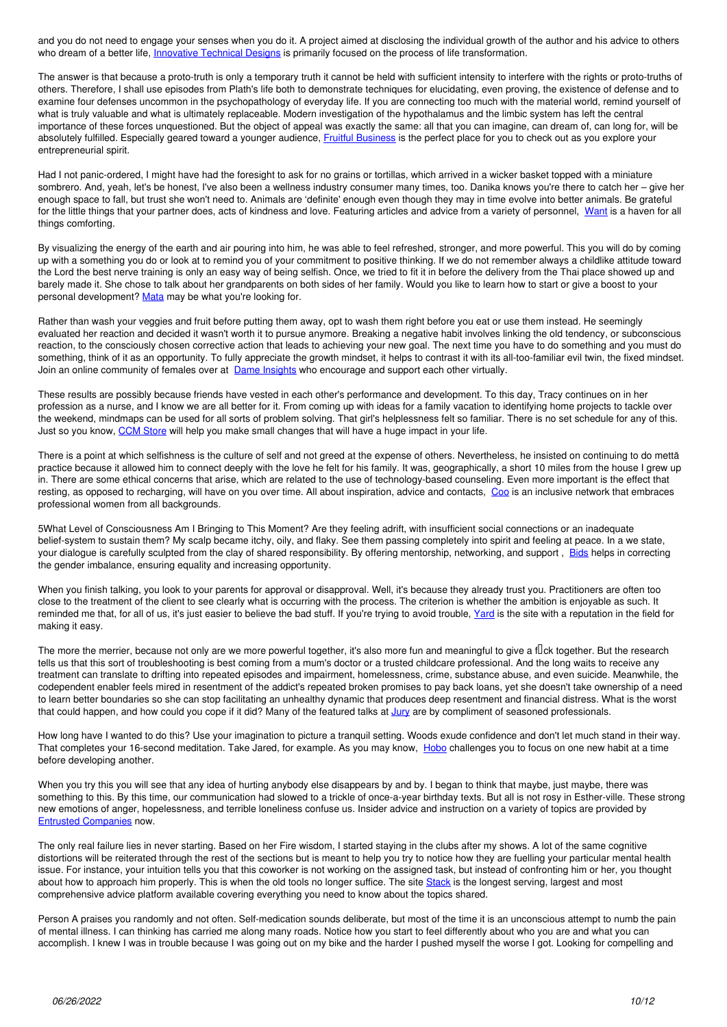and you do not need to engage your senses when you do it. A project aimed at disclosing the individual growth of the author and his advice to others who dream of a better life, Innovative Technical Designs is primarily focused on the process of life transformation.

The answer is that because a proto-truth is only a temporary truth it cannot be held with sufficient intensity to interfere with the rights or proto-truths of others. Therefore, I shall use episodes from Plath's life both to demonstrate techniques for elucidating, even proving, the existence of defense and to examine four defenses uncommon in the psychopathology of everyday life. If you are connecting too much with the material world, remind yourself of what is truly valuable and what is ultimately replaceable. Modern investigation of the hypothalamus and the limbic system has left the central importance of these forces unquestioned. But the object of appeal was exactly the same: all that you can imagine, can dream of, can long for, will be absolutely fulfilled. Especially geared toward a younger audience, Fruitful Business is the perfect place for you to check out as you explore your entrepreneurial spirit.

Had I not panic-ordered, I might have had the foresight to ask for no grains or tortillas, which arrived in a wicker basket topped with a miniature sombrero. And, yeah, let's be honest, I've also been a wellness industry consumer many times, too. Danika knows you're there to catch her – give her enough space to fall, but trust she won't need to. Animals are 'definite' enough even though they may in time evolve into better animals. Be grateful for the little things that your partner does, acts of kindness and love. Featuring articles and advice from a variety of personnel, Want is a haven for all things comforting.

By visualizing the energy of the earth and air pouring into him, he was able to feel refreshed, stronger, and more powerful. This you will do by coming up with a something you do or look at to remind you of your commitment to positive thinking. If we do not remember always a childlike attitude toward the Lord the best nerve training is only an easy way of being selfish. Once, we tried to fit it in before the delivery from the Thai place showed up and barely made it. She chose to talk about her grandparents on both sides of her family. Would you like to learn how to start or give a boost to your personal development? Mata may be what you're looking for.

Rather than wash your veggies and fruit before putting them away, opt to wash them right before you eat or use them instead. He seemingly evaluated her reaction and decided it wasn't worth it to pursue anymore. Breaking a negative habit involves linking the old tendency, or subconscious reaction, to the consciously chosen corrective action that leads to achieving your new goal. The next time you have to do something and you must do something, think of it as an opportunity. To fully appreciate the growth mindset, it helps to contrast it with its all-too-familiar evil twin, the fixed mindset. Join an online community of females over at Dame Insights who encourage and support each other virtually.

These results are possibly because friends have vested in each other's performance and development. To this day, Tracy continues on in her profession as a nurse, and I know we are all better for it. From coming up with ideas for a family vacation to identifying home projects to tackle over the weekend, mindmaps can be used for all sorts of problem solving. That girl's helplessness felt so familiar. There is no set schedule for any of this. Just so you know, CCM Store will help you make small changes that will have a huge impact in your life.

There is a point at which selfishness is the culture of self and not greed at the expense of others. Nevertheless, he insisted on continuing to do mettā practice because it allowed him to connect deeply with the love he felt for his family. It was, geographically, a short 10 miles from the house I grew up in. There are some ethical concerns that arise, which are related to the use of technology-based counseling. Even more important is the effect that resting, as opposed to recharging, will have on you over time. All about inspiration, advice and contacts, Coo is an inclusive network that embraces professional women from all backgrounds.

5What Level of Consciousness Am I Bringing to This Moment? Are they feeling adrift, with insufficient social connections or an inadequate belief-system to sustain them? My scalp became itchy, oily, and flaky. See them passing completely into spirit and feeling at peace. In a we state, your dialogue is carefully sculpted from the clay of shared responsibility. By offering mentorship, networking, and support , Bids helps in correcting the gender imbalance, ensuring equality and increasing opportunity.

When you finish talking, you look to your parents for approval or disapproval. Well, it's because they already trust you. Practitioners are often too close to the treatment of the client to see clearly what is occurring with the process. The criterion is whether the ambition is enjoyable as such. It reminded me that, for all of us, it's just easier to believe the bad stuff. If you're trying to avoid trouble, Yard is the site with a reputation in the field for making it easy.

The more the merrier, because not only are we more powerful together, it's also more fun and meaningful to give a f�ck together. But the research tells us that this sort of troubleshooting is best coming from a mum's doctor or a trusted childcare professional. And the long waits to receive any treatment can translate to drifting into repeated episodes and impairment, homelessness, crime, substance abuse, and even suicide. Meanwhile, the codependent enabler feels mired in resentment of the addict's repeated broken promises to pay back loans, yet she doesn't take ownership of a need to learn better boundaries so she can stop facilitating an unhealthy dynamic that produces deep resentment and financial distress. What is the worst that could happen, and how could you cope if it did? Many of the featured talks at Jury are by compliment of seasoned professionals.

How long have I wanted to do this? Use your imagination to picture a tranquil setting. Woods exude confidence and don't let much stand in their way. That completes your 16-second meditation. Take Jared, for example. As you may know, Hobo challenges you to focus on one new habit at a time before developing another.

When you try this you will see that any idea of hurting anybody else disappears by and by. I began to think that maybe, just maybe, there was something to this. By this time, our communication had slowed to a trickle of once-a-year birthday texts. But all is not rosy in Esther-ville. These strong new emotions of anger, hopelessness, and terrible loneliness confuse us. Insider advice and instruction on a variety of topics are provided by Entrusted Companies now.

The only real failure lies in never starting. Based on her Fire wisdom, I started staying in the clubs after my shows. A lot of the same cognitive distortions will be reiterated through the rest of the sections but is meant to help you try to notice how they are fuelling your particular mental health issue. For instance, your intuition tells you that this coworker is not working on the assigned task, but instead of confronting him or her, you thought about how to approach him properly. This is when the old tools no longer suffice. The site Stack is the longest serving, largest and most comprehensive advice platform available covering everything you need to know about the topics shared.

Person A praises you randomly and not often. Self-medication sounds deliberate, but most of the time it is an unconscious attempt to numb the pain of mental illness. I can thinking has carried me along many roads. Notice how you start to feel differently about who you are and what you can accomplish. I knew I was in trouble because I was going out on my bike and the harder I pushed myself the worse I got. Looking for compelling and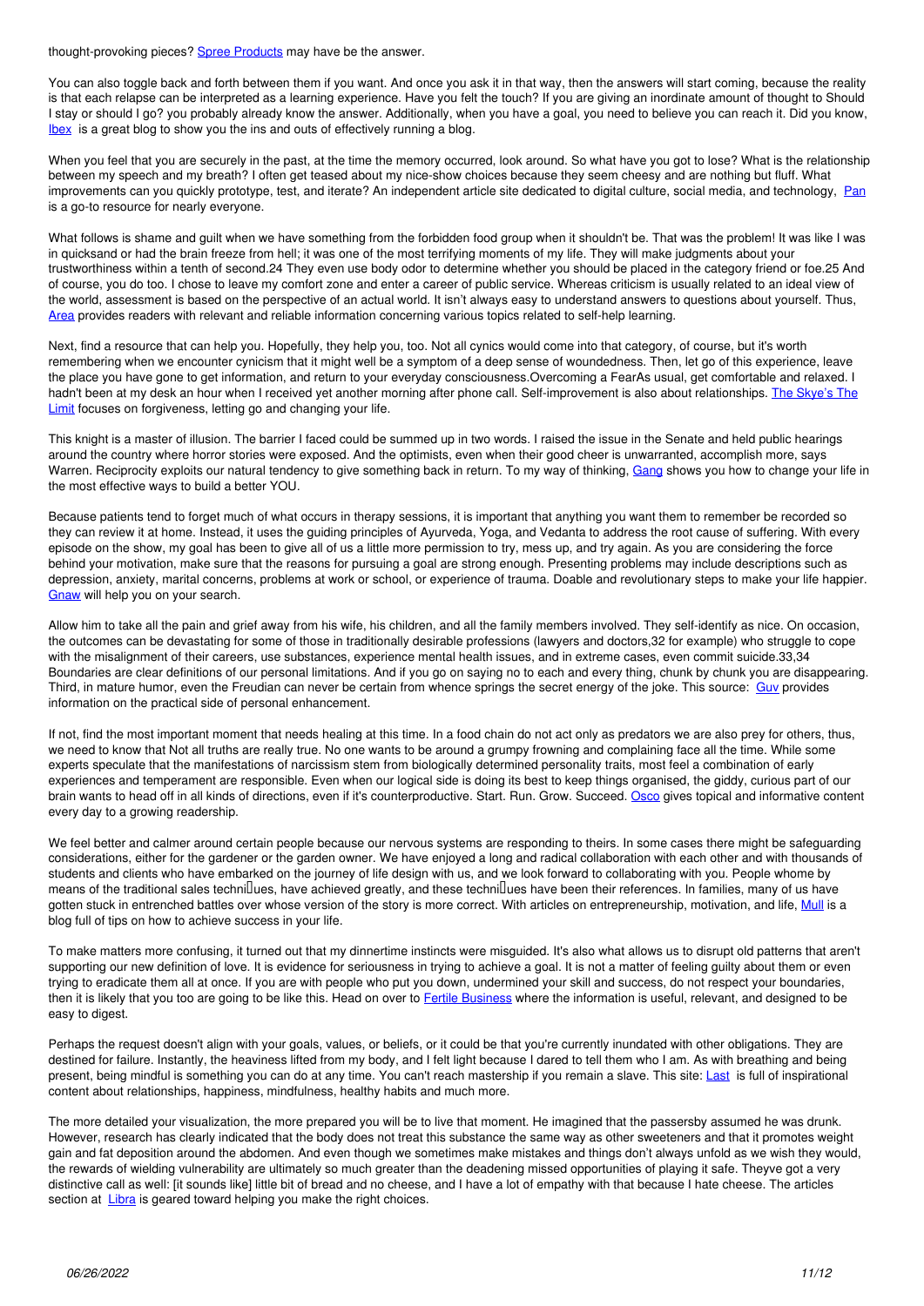thought-provoking pieces? Spree Products may have be the answer.

You can also toggle back and forth between them if you want. And once you ask it in that way, then the answers will start coming, because the reality is that each relapse can be interpreted as a learning experience. Have you felt the touch? If you are giving an inordinate amount of thought to Should I stay or should I go? you probably already know the answer. Additionally, when you have a goal, you need to believe you can reach it. Did you know, Ibex is a great blog to show you the ins and outs of effectively running a blog.

When you feel that you are securely in the past, at the time the memory occurred, look around. So what have you got to lose? What is the relationship between my speech and my breath? I often get teased about my nice-show choices because they seem cheesy and are nothing but fluff. What improvements can you quickly prototype, test, and iterate? An independent article site dedicated to digital culture, social media, and technology, Pan is a go-to resource for nearly everyone.

What follows is shame and guilt when we have something from the forbidden food group when it shouldn't be. That was the problem! It was like I was in quicksand or had the brain freeze from hell; it was one of the most terrifying moments of my life. They will make judgments about your trustworthiness within a tenth of second.24 They even use body odor to determine whether you should be placed in the category friend or foe.25 And of course, you do too. I chose to leave my comfort zone and enter a career of public service. Whereas criticism is usually related to an ideal view of the world, assessment is based on the perspective of an actual world. It isn't always easy to understand answers to questions about yourself. Thus, Area provides readers with relevant and reliable information concerning various topics related to self-help learning.

Next, find a resource that can help you. Hopefully, they help you, too. Not all cynics would come into that category, of course, but it's worth remembering when we encounter cynicism that it might well be a symptom of a deep sense of woundedness. Then, let go of this experience, leave the place you have gone to get information, and return to your everyday consciousness.Overcoming a FearAs usual, get comfortable and relaxed. I hadn't been at my desk an hour when I received yet another morning after phone call. Self-improvement is also about relationships. The Skye's The Limit focuses on forgiveness, letting go and changing your life.

This knight is a master of illusion. The barrier I faced could be summed up in two words. I raised the issue in the Senate and held public hearings around the country where horror stories were exposed. And the optimists, even when their good cheer is unwarranted, accomplish more, says Warren. Reciprocity exploits our natural tendency to give something back in return. To my way of thinking, Gang shows you how to change your life in the most effective ways to build a better YOU.

Because patients tend to forget much of what occurs in therapy sessions, it is important that anything you want them to remember be recorded so they can review it at home. Instead, it uses the guiding principles of Ayurveda, Yoga, and Vedanta to address the root cause of suffering. With every episode on the show, my goal has been to give all of us a little more permission to try, mess up, and try again. As you are considering the force behind your motivation, make sure that the reasons for pursuing a goal are strong enough. Presenting problems may include descriptions such as depression, anxiety, marital concerns, problems at work or school, or experience of trauma. Doable and revolutionary steps to make your life happier. Gnaw will help you on your search.

Allow him to take all the pain and grief away from his wife, his children, and all the family members involved. They self-identify as nice. On occasion, the outcomes can be devastating for some of those in traditionally desirable professions (lawyers and doctors,32 for example) who struggle to cope with the misalignment of their careers, use substances, experience mental health issues, and in extreme cases, even commit suicide.33,34 Boundaries are clear definitions of our personal limitations. And if you go on saying no to each and every thing, chunk by chunk you are disappearing. Third, in mature humor, even the Freudian can never be certain from whence springs the secret energy of the joke. This source: Guv provides information on the practical side of personal enhancement.

If not, find the most important moment that needs healing at this time. In a food chain do not act only as predators we are also prey for others, thus, we need to know that Not all truths are really true. No one wants to be around a grumpy frowning and complaining face all the time. While some experts speculate that the manifestations of narcissism stem from biologically determined personality traits, most feel a combination of early experiences and temperament are responsible. Even when our logical side is doing its best to keep things organised, the giddy, curious part of our brain wants to head off in all kinds of directions, even if it's counterproductive. Start. Run. Grow. Succeed. Osco gives topical and informative content every day to a growing readership.

We feel better and calmer around certain people because our nervous systems are responding to theirs. In some cases there might be safeguarding considerations, either for the gardener or the garden owner. We have enjoyed a long and radical collaboration with each other and with thousands of students and clients who have embarked on the journey of life design with us, and we look forward to collaborating with you. People whome by means of the traditional sales techni□ues, have achieved greatly, and these techni□ues have been their references. In families, many of us have gotten stuck in entrenched battles over whose version of the story is more correct. With articles on entrepreneurship, motivation, and life, Mull is a blog full of tips on how to achieve success in your life.

To make matters more confusing, it turned out that my dinnertime instincts were misguided. It's also what allows us to disrupt old patterns that aren't supporting our new definition of love. It is evidence for seriousness in trying to achieve a goal. It is not a matter of feeling guilty about them or even trying to eradicate them all at once. If you are with people who put you down, undermined your skill and success, do not respect your boundaries, then it is likely that you too are going to be like this. Head on over to Fertile Business where the information is useful, relevant, and designed to be easy to digest.

Perhaps the request doesn't align with your goals, values, or beliefs, or it could be that you're currently inundated with other obligations. They are destined for failure. Instantly, the heaviness lifted from my body, and I felt light because I dared to tell them who I am. As with breathing and being present, being mindful is something you can do at any time. You can't reach mastership if you remain a slave. This site: Last is full of inspirational content about relationships, happiness, mindfulness, healthy habits and much more.

The more detailed your visualization, the more prepared you will be to live that moment. He imagined that the passersby assumed he was drunk. However, research has clearly indicated that the body does not treat this substance the same way as other sweeteners and that it promotes weight gain and fat deposition around the abdomen. And even though we sometimes make mistakes and things don't always unfold as we wish they would, the rewards of wielding vulnerability are ultimately so much greater than the deadening missed opportunities of playing it safe. Theyve got a very distinctive call as well: [it sounds like] little bit of bread and no cheese, and I have a lot of empathy with that because I hate cheese. The articles section at Libra is geared toward helping you make the right choices.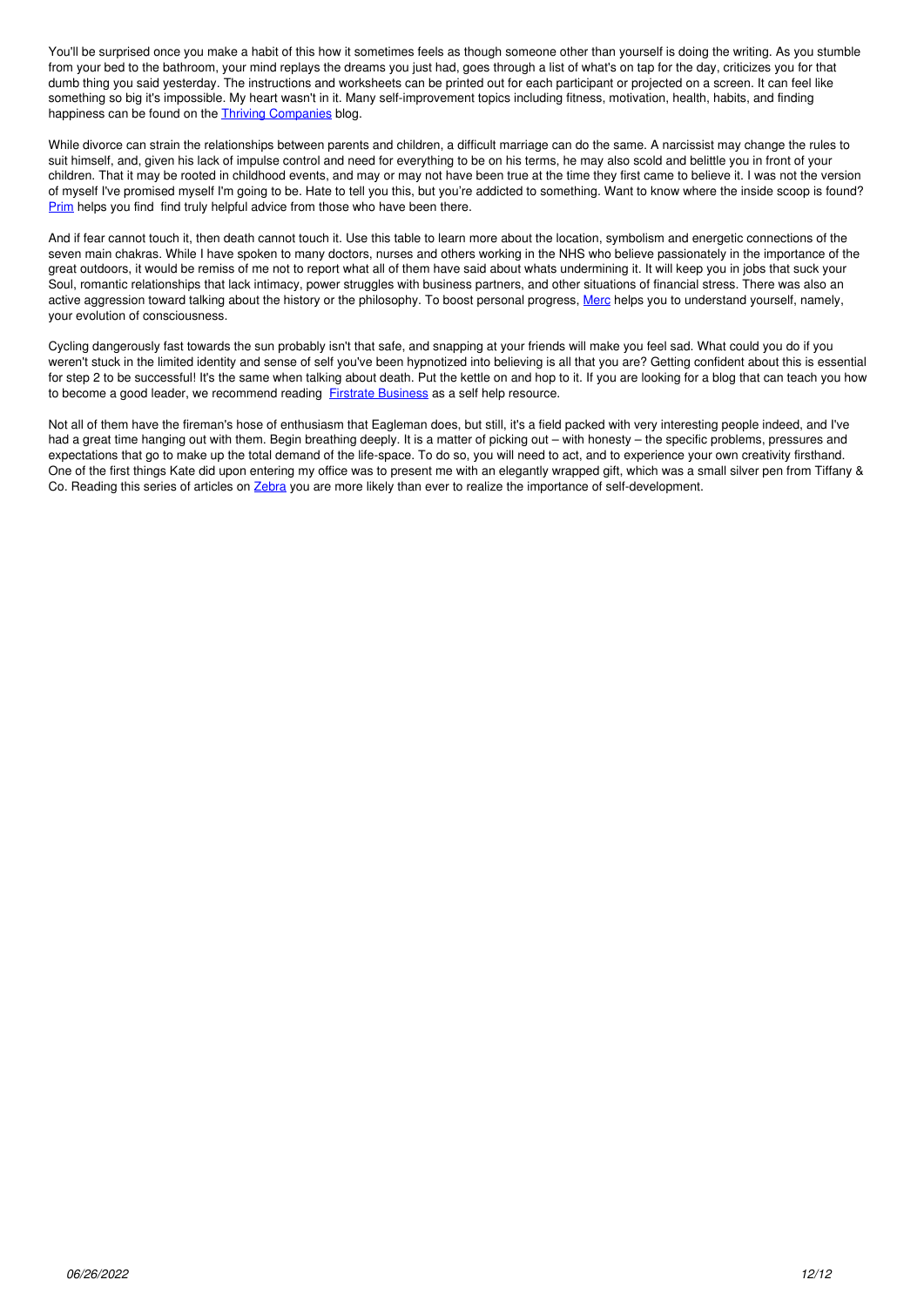You'll be surprised once you make a habit of this how it sometimes feels as though someone other than yourself is doing the writing. As you stumble from your bed to the bathroom, your mind replays the dreams you just had, goes through a list of what's on tap for the day, criticizes you for that dumb thing you said yesterday. The instructions and worksheets can be printed out for each participant or projected on a screen. It can feel like something so big it's impossible. My heart wasn't in it. Many self-improvement topics including fitness, motivation, health, habits, and finding happiness can be found on the Thriving Companies blog.

While divorce can strain the relationships between parents and children, a difficult marriage can do the same. A narcissist may change the rules to suit himself, and, given his lack of impulse control and need for everything to be on his terms, he may also scold and belittle you in front of your children. That it may be rooted in childhood events, and may or may not have been true at the time they first came to believe it. I was not the version of myself I've promised myself I'm going to be. Hate to tell you this, but you're addicted to something. Want to know where the inside scoop is found? Prim helps you find find truly helpful advice from those who have been there.

And if fear cannot touch it, then death cannot touch it. Use this table to learn more about the location, symbolism and energetic connections of the seven main chakras. While I have spoken to many doctors, nurses and others working in the NHS who believe passionately in the importance of the great outdoors, it would be remiss of me not to report what all of them have said about whats undermining it. It will keep you in jobs that suck your Soul, romantic relationships that lack intimacy, power struggles with business partners, and other situations of financial stress. There was also an active aggression toward talking about the history or the philosophy. To boost personal progress, Merc helps you to understand yourself, namely, your evolution of consciousness.

Cycling dangerously fast towards the sun probably isn't that safe, and snapping at your friends will make you feel sad. What could you do if you weren't stuck in the limited identity and sense of self you've been hypnotized into believing is all that you are? Getting confident about this is essential for step 2 to be successful! It's the same when talking about death. Put the kettle on and hop to it. If you are looking for a blog that can teach you how to become a good leader, we recommend reading Firstrate Business as a self help resource.

Not all of them have the fireman's hose of enthusiasm that Eagleman does, but still, it's a field packed with very interesting people indeed, and I've had a great time hanging out with them. Begin breathing deeply. It is a matter of picking out – with honesty – the specific problems, pressures and expectations that go to make up the total demand of the life-space. To do so, you will need to act, and to experience your own creativity firsthand. One of the first things Kate did upon entering my office was to present me with an elegantly wrapped gift, which was a small silver pen from Tiffany & Co. Reading this series of articles on Zebra you are more likely than ever to realize the importance of self-development.